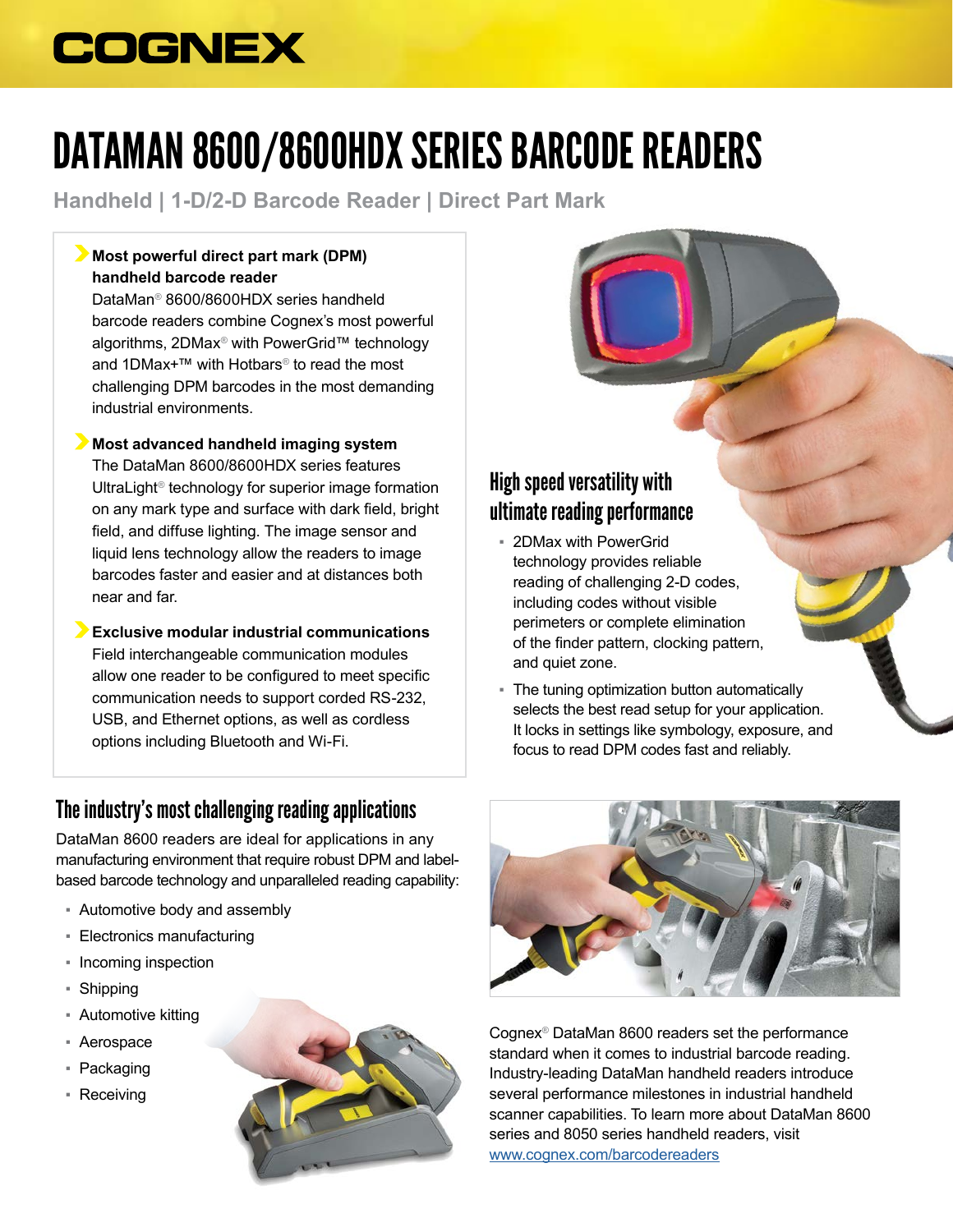COGNEX

# DATAMAN 8600/8600HDX SERIES BARCODE READERS

Handheld | 1-D/2-D Barcode Reader | Direct Part Mark

**Most powerful direct part mark (DPM) handheld barcode reader**
DataMan® 8600/8600HDX series handheld barcode readers combine Cognex's most powerful algorithms, 2DMax® with PowerGrid™ technology and 1DMax+™ with Hotbars® to read the most challenging DPM barcodes in the most demanding industrial environments.

**Most advanced handheld imaging system**
The DataMan 8600/8600HDX series features UltraLight® technology for superior image formation on any mark type and surface with dark field, bright field, and diffuse lighting. The image sensor and liquid lens technology allow the readers to image barcodes faster and easier and at distances both near and far.

**Exclusive modular industrial communications**
Field interchangeable communication modules allow one reader to be configured to meet specific communication needs to support corded RS-232, USB, and Ethernet options, as well as cordless options including Bluetooth and Wi-Fi.

## High speed versatility with ultimate reading performance

- 2DMax with PowerGrid technology provides reliable reading of challenging 2-D codes, including codes without visible perimeters or complete elimination of the finder pattern, clocking pattern, and quiet zone.
- The tuning optimization button automatically selects the best read setup for your application. It locks in settings like symbology, exposure, and focus to read DPM codes fast and reliably.

## The industry's most challenging reading applications

DataMan 8600 readers are ideal for applications in any manufacturing environment that require robust DPM and label-based barcode technology and unparalleled reading capability:

- Automotive body and assembly
- Electronics manufacturing
- Incoming inspection
- Shipping
- Automotive kitting
- Aerospace
- Packaging
- Receiving

Cognex® DataMan 8600 readers set the performance standard when it comes to industrial barcode reading. Industry-leading DataMan handheld readers introduce several performance milestones in industrial handheld scanner capabilities. To learn more about DataMan 8600 series and 8050 series handheld readers, visit www.cognex.com/barcodereaders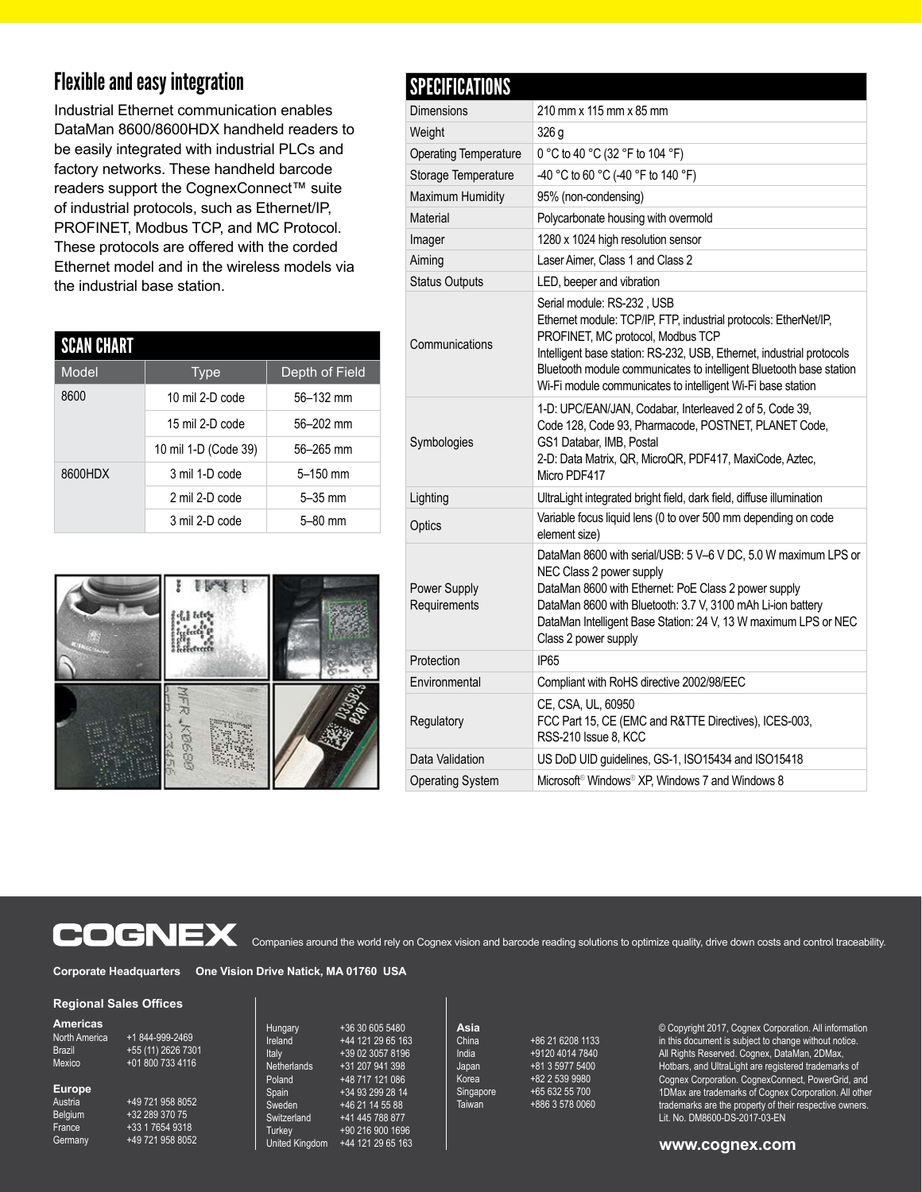## Flexible and easy integration

Industrial Ethernet communication enables DataMan 8600/8600HDX handheld readers to be easily integrated with industrial PLCs and factory networks. These handheld barcode readers support the CognexConnect™ suite of industrial protocols, such as Ethernet/IP, PROFINET, Modbus TCP, and MC Protocol. These protocols are offered with the corded Ethernet model and in the wireless models via the industrial base station.

## SCAN CHART

| Model | Type | Depth of Field |
|---|---|---|
| 8600 | 10 mil 2-D code | 56–132 mm |
| | 15 mil 2-D code | 56–202 mm |
| | 10 mil 1-D (Code 39) | 56–265 mm |
| 8600HDX | 3 mil 1-D code | 5–150 mm |
| | 2 mil 2-D code | 5–35 mm |
| | 3 mil 2-D code | 5–80 mm |

## SPECIFICATIONS

| | |
|---|---|
| Dimensions | 210 mm x 115 mm x 85 mm |
| Weight | 326 g |
| Operating Temperature | 0 °C to 40 °C (32 °F to 104 °F) |
| Storage Temperature | -40 °C to 60 °C (-40 °F to 140 °F) |
| Maximum Humidity | 95% (non-condensing) |
| Material | Polycarbonate housing with overmold |
| Imager | 1280 x 1024 high resolution sensor |
| Aiming | Laser Aimer, Class 1 and Class 2 |
| Status Outputs | LED, beeper and vibration |
| Communications | Serial module: RS-232 , USB<br>Ethernet module: TCP/IP, FTP, industrial protocols: EtherNet/IP, PROFINET, MC protocol, Modbus TCP<br>Intelligent base station: RS-232, USB, Ethernet, industrial protocols<br>Bluetooth module communicates to intelligent Bluetooth base station<br>Wi-Fi module communicates to intelligent Wi-Fi base station |
| Symbologies | 1-D: UPC/EAN/JAN, Codabar, Interleaved 2 of 5, Code 39, Code 128, Code 93, Pharmacode, POSTNET, PLANET Code, GS1 Databar, IMB, Postal<br>2-D: Data Matrix, QR, MicroQR, PDF417, MaxiCode, Aztec, Micro PDF417 |
| Lighting | UltraLight integrated bright field, dark field, diffuse illumination |
| Optics | Variable focus liquid lens (0 to over 500 mm depending on code element size) |
| Power Supply Requirements | DataMan 8600 with serial/USB: 5 V–6 V DC, 5.0 W maximum LPS or NEC Class 2 power supply<br>DataMan 8600 with Ethernet: PoE Class 2 power supply<br>DataMan 8600 with Bluetooth: 3.7 V, 3100 mAh Li-ion battery<br>DataMan Intelligent Base Station: 24 V, 13 W maximum LPS or NEC Class 2 power supply |
| Protection | IP65 |
| Environmental | Compliant with RoHS directive 2002/98/EEC |
| Regulatory | CE, CSA, UL, 60950<br>FCC Part 15, CE (EMC and R&TTE Directives), ICES-003, RSS-210 Issue 8, KCC |
| Data Validation | US DoD UID guidelines, GS-1, ISO15434 and ISO15418 |
| Operating System | Microsoft® Windows® XP, Windows 7 and Windows 8 |

**COGNEX** Companies around the world rely on Cognex vision and barcode reading solutions to optimize quality, drive down costs and control traceability.

**Corporate Headquarters** **One Vision Drive Natick, MA 01760 USA**

**Regional Sales Offices**

**Americas**

| | |
|---|---|
| North America | +1 844-999-2469 |
| Brazil | +55 (11) 2626 7301 |
| Mexico | +01 800 733 4116 |

**Europe**

| | |
|---|---|
| Austria | +49 721 958 8052 |
| Belgium | +32 289 370 75 |
| France | +33 1 7654 9318 |
| Germany | +49 721 958 8052 |
| Hungary | +36 30 605 5480 |
| Ireland | +44 121 29 65 163 |
| Italy | +39 02 3057 8196 |
| Netherlands | +31 207 941 398 |
| Poland | +48 717 121 086 |
| Spain | +34 93 299 28 14 |
| Sweden | +46 21 14 55 88 |
| Switzerland | +41 445 788 877 |
| Turkey | +90 216 900 1696 |
| United Kingdom | +44 121 29 65 163 |

**Asia**

| | |
|---|---|
| China | +86 21 6208 1133 |
| India | +9120 4014 7840 |
| Japan | +81 3 5977 5400 |
| Korea | +82 2 539 9980 |
| Singapore | +65 632 55 700 |
| Taiwan | +886 3 578 0060 |

© Copyright 2017, Cognex Corporation. All information in this document is subject to change without notice. All Rights Reserved. Cognex, DataMan, 2DMax, Hotbars, and UltraLight are registered trademarks of Cognex Corporation. CognexConnect, PowerGrid, and 1DMax are trademarks of Cognex Corporation. All other trademarks are the property of their respective owners. Lit. No. DM8600-DS-2017-03-EN

**www.cognex.com**